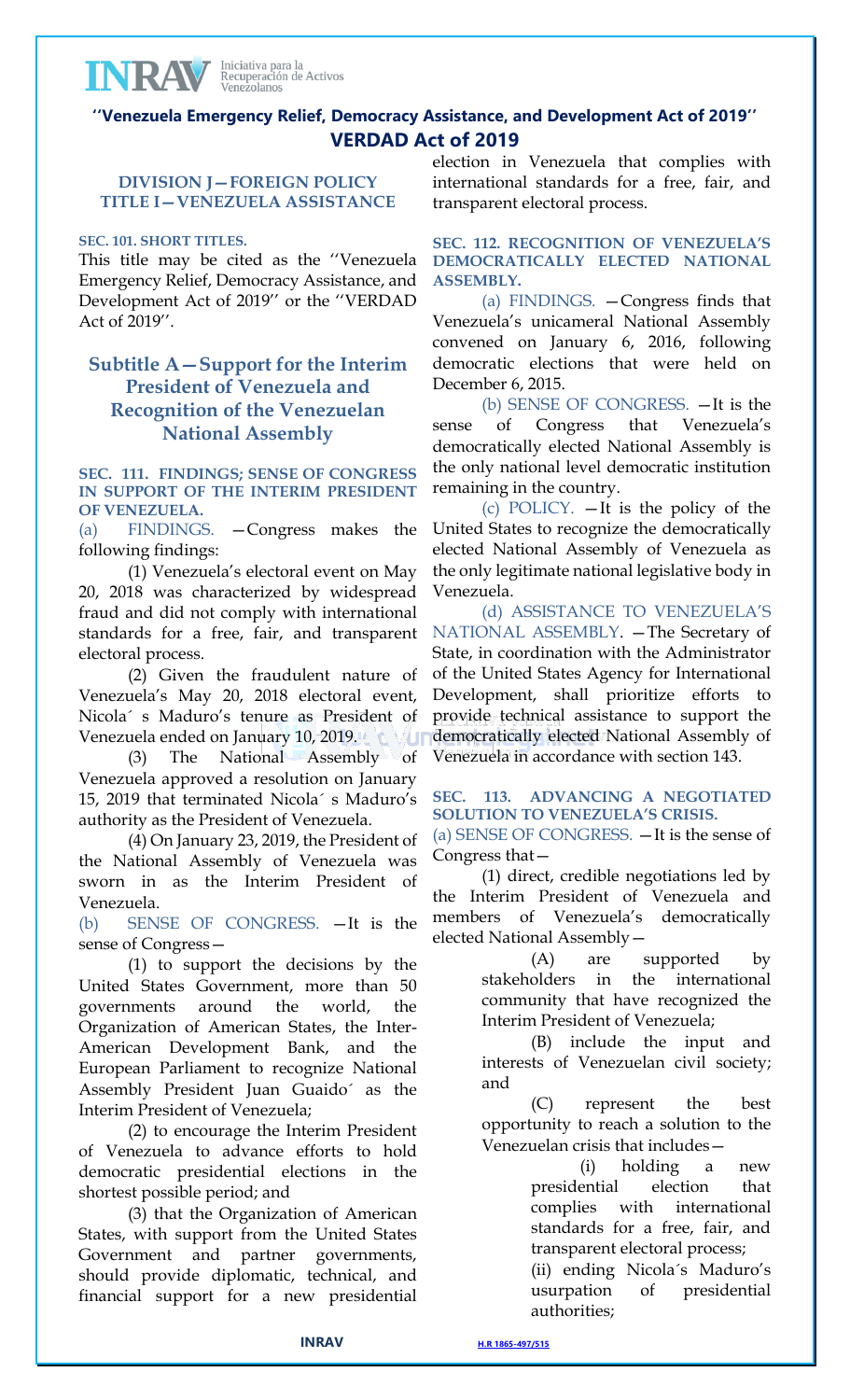**''Venezuela Emergency Relief, Democracy Assistance, and Development Act of 2019''**

# VERDAD Act of 2019

## DIVISION J—FOREIGN POLICY
## TITLE I—VENEZUELA ASSISTANCE

**SEC. 101. SHORT TITLES.**

This title may be cited as the ''Venezuela Emergency Relief, Democracy Assistance, and Development Act of 2019'' or the ''VERDAD Act of 2019''.

## Subtitle A—Support for the Interim President of Venezuela and Recognition of the Venezuelan National Assembly

**SEC. 111. FINDINGS; SENSE OF CONGRESS IN SUPPORT OF THE INTERIM PRESIDENT OF VENEZUELA.**

(a) FINDINGS. —Congress makes the following findings:

(1) Venezuela's electoral event on May 20, 2018 was characterized by widespread fraud and did not comply with international standards for a free, fair, and transparent electoral process.

(2) Given the fraudulent nature of Venezuela's May 20, 2018 electoral event, Nicola´ s Maduro's tenure as President of Venezuela ended on January 10, 2019.

(3) The National Assembly of Venezuela approved a resolution on January 15, 2019 that terminated Nicola´ s Maduro's authority as the President of Venezuela.

(4) On January 23, 2019, the President of the National Assembly of Venezuela was sworn in as the Interim President of Venezuela.

(b) SENSE OF CONGRESS. —It is the sense of Congress—

(1) to support the decisions by the United States Government, more than 50 governments around the world, the Organization of American States, the Inter-American Development Bank, and the European Parliament to recognize National Assembly President Juan Guaido´ as the Interim President of Venezuela;

(2) to encourage the Interim President of Venezuela to advance efforts to hold democratic presidential elections in the shortest possible period; and

(3) that the Organization of American States, with support from the United States Government and partner governments, should provide diplomatic, technical, and financial support for a new presidential election in Venezuela that complies with international standards for a free, fair, and transparent electoral process.

**SEC. 112. RECOGNITION OF VENEZUELA'S DEMOCRATICALLY ELECTED NATIONAL ASSEMBLY.**

(a) FINDINGS. —Congress finds that Venezuela's unicameral National Assembly convened on January 6, 2016, following democratic elections that were held on December 6, 2015.

(b) SENSE OF CONGRESS. —It is the sense of Congress that Venezuela's democratically elected National Assembly is the only national level democratic institution remaining in the country.

(c) POLICY. —It is the policy of the United States to recognize the democratically elected National Assembly of Venezuela as the only legitimate national legislative body in Venezuela.

(d) ASSISTANCE TO VENEZUELA'S NATIONAL ASSEMBLY. —The Secretary of State, in coordination with the Administrator of the United States Agency for International Development, shall prioritize efforts to provide technical assistance to support the democratically elected National Assembly of Venezuela in accordance with section 143.

**SEC. 113. ADVANCING A NEGOTIATED SOLUTION TO VENEZUELA'S CRISIS.**

(a) SENSE OF CONGRESS. —It is the sense of Congress that—

(1) direct, credible negotiations led by the Interim President of Venezuela and members of Venezuela's democratically elected National Assembly—

(A) are supported by stakeholders in the international community that have recognized the Interim President of Venezuela;

(B) include the input and interests of Venezuelan civil society; and

(C) represent the best opportunity to reach a solution to the Venezuelan crisis that includes—

(i) holding a new presidential election that complies with international standards for a free, fair, and transparent electoral process;

(ii) ending Nicola´s Maduro's usurpation of presidential authorities;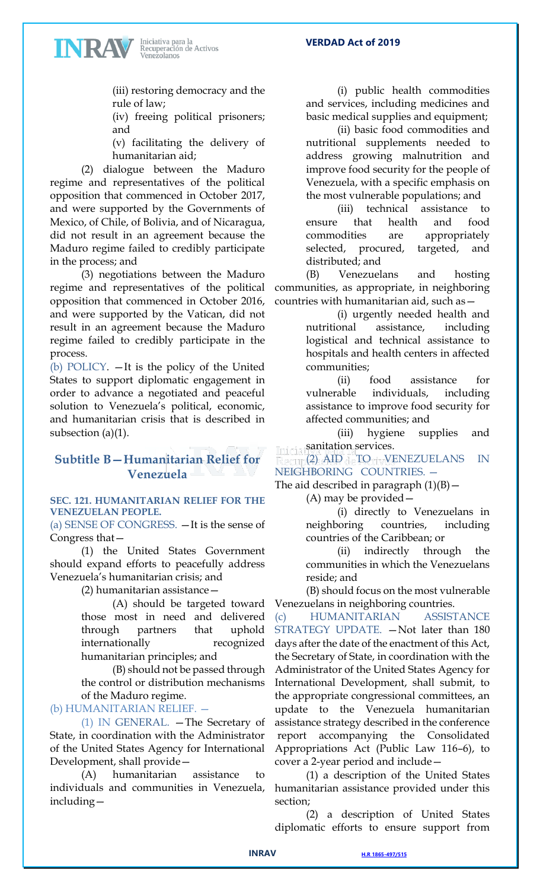(iii) restoring democracy and the rule of law;

(iv) freeing political prisoners; and

(v) facilitating the delivery of humanitarian aid;

(2) dialogue between the Maduro regime and representatives of the political opposition that commenced in October 2017, and were supported by the Governments of Mexico, of Chile, of Bolivia, and of Nicaragua, did not result in an agreement because the Maduro regime failed to credibly participate in the process; and

(3) negotiations between the Maduro regime and representatives of the political opposition that commenced in October 2016, and were supported by the Vatican, did not result in an agreement because the Maduro regime failed to credibly participate in the process.

(b) POLICY. —It is the policy of the United States to support diplomatic engagement in order to advance a negotiated and peaceful solution to Venezuela's political, economic, and humanitarian crisis that is described in subsection (a)(1).

## Subtitle B—Humanitarian Relief for Venezuela

### SEC. 121. HUMANITARIAN RELIEF FOR THE VENEZUELAN PEOPLE.

(a) SENSE OF CONGRESS. —It is the sense of Congress that—

(1) the United States Government should expand efforts to peacefully address Venezuela's humanitarian crisis; and

(2) humanitarian assistance—

(A) should be targeted toward those most in need and delivered through partners that uphold internationally recognized humanitarian principles; and

(B) should not be passed through the control or distribution mechanisms of the Maduro regime.

(b) HUMANITARIAN RELIEF. —

(1) IN GENERAL. —The Secretary of State, in coordination with the Administrator of the United States Agency for International Development, shall provide—

(A) humanitarian assistance to individuals and communities in Venezuela, including—

(i) public health commodities and services, including medicines and basic medical supplies and equipment;

(ii) basic food commodities and nutritional supplements needed to address growing malnutrition and improve food security for the people of Venezuela, with a specific emphasis on the most vulnerable populations; and

(iii) technical assistance to ensure that health and food commodities are appropriately selected, procured, targeted, and distributed; and

(B) Venezuelans and hosting communities, as appropriate, in neighboring countries with humanitarian aid, such as—

(i) urgently needed health and nutritional assistance, including logistical and technical assistance to hospitals and health centers in affected communities;

(ii) food assistance for vulnerable individuals, including assistance to improve food security for affected communities; and

(iii) hygiene supplies and sanitation services.

(2) AID TO VENEZUELANS IN NEIGHBORING COUNTRIES. —

The aid described in paragraph (1)(B)—

(A) may be provided—

(i) directly to Venezuelans in neighboring countries, including countries of the Caribbean; or

(ii) indirectly through the communities in which the Venezuelans reside; and

(B) should focus on the most vulnerable Venezuelans in neighboring countries.

(c) HUMANITARIAN ASSISTANCE STRATEGY UPDATE. —Not later than 180 days after the date of the enactment of this Act, the Secretary of State, in coordination with the Administrator of the United States Agency for International Development, shall submit, to the appropriate congressional committees, an update to the Venezuela humanitarian assistance strategy described in the conference report accompanying the Consolidated Appropriations Act (Public Law 116–6), to cover a 2-year period and include—

(1) a description of the United States humanitarian assistance provided under this section;

(2) a description of United States diplomatic efforts to ensure support from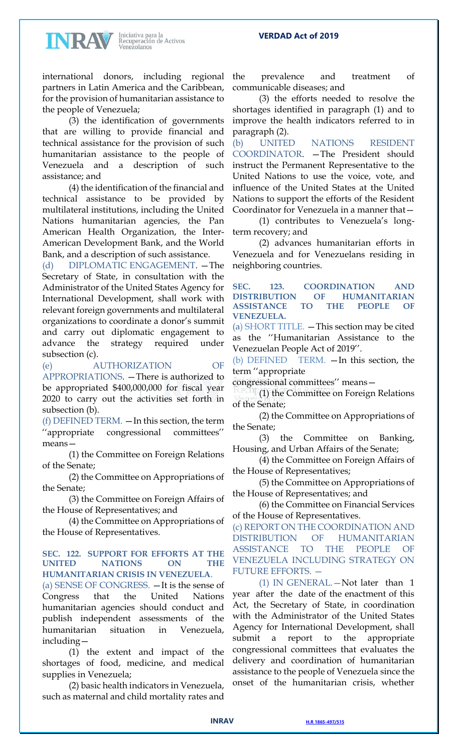international donors, including regional partners in Latin America and the Caribbean, for the provision of humanitarian assistance to the people of Venezuela;

(3) the identification of governments that are willing to provide financial and technical assistance for the provision of such humanitarian assistance to the people of Venezuela and a description of such assistance; and

(4) the identification of the financial and technical assistance to be provided by multilateral institutions, including the United Nations humanitarian agencies, the Pan American Health Organization, the Inter-American Development Bank, and the World Bank, and a description of such assistance.

(d) DIPLOMATIC ENGAGEMENT. —The Secretary of State, in consultation with the Administrator of the United States Agency for International Development, shall work with relevant foreign governments and multilateral organizations to coordinate a donor's summit and carry out diplomatic engagement to advance the strategy required under subsection (c).

(e) AUTHORIZATION OF APPROPRIATIONS. —There is authorized to be appropriated $400,000,000 for fiscal year 2020 to carry out the activities set forth in subsection (b).

(f) DEFINED TERM. —In this section, the term ''appropriate congressional committees'' means—

(1) the Committee on Foreign Relations of the Senate;

(2) the Committee on Appropriations of the Senate;

(3) the Committee on Foreign Affairs of the House of Representatives; and

(4) the Committee on Appropriations of the House of Representatives.

### SEC. 122. SUPPORT FOR EFFORTS AT THE UNITED NATIONS ON THE HUMANITARIAN CRISIS IN VENEZUELA.

(a) SENSE OF CONGRESS. —It is the sense of Congress that the United Nations humanitarian agencies should conduct and publish independent assessments of the humanitarian situation in Venezuela, including—

(1) the extent and impact of the shortages of food, medicine, and medical supplies in Venezuela;

(2) basic health indicators in Venezuela, such as maternal and child mortality rates and the prevalence and treatment of communicable diseases; and

(3) the efforts needed to resolve the shortages identified in paragraph (1) and to improve the health indicators referred to in paragraph (2).

(b) UNITED NATIONS RESIDENT COORDINATOR. —The President should instruct the Permanent Representative to the United Nations to use the voice, vote, and influence of the United States at the United Nations to support the efforts of the Resident Coordinator for Venezuela in a manner that—

(1) contributes to Venezuela's long-term recovery; and

(2) advances humanitarian efforts in Venezuela and for Venezuelans residing in neighboring countries.

### SEC. 123. COORDINATION AND DISTRIBUTION OF HUMANITARIAN ASSISTANCE TO THE PEOPLE OF VENEZUELA.

(a) SHORT TITLE. —This section may be cited as the ''Humanitarian Assistance to the Venezuelan People Act of 2019''.

(b) DEFINED TERM. —In this section, the term ''appropriate congressional committees'' means—

(1) the Committee on Foreign Relations of the Senate;

(2) the Committee on Appropriations of the Senate;

(3) the Committee on Banking, Housing, and Urban Affairs of the Senate;

(4) the Committee on Foreign Affairs of the House of Representatives;

(5) the Committee on Appropriations of the House of Representatives; and

(6) the Committee on Financial Services of the House of Representatives.

(c) REPORT ON THE COORDINATION AND DISTRIBUTION OF HUMANITARIAN ASSISTANCE TO THE PEOPLE OF VENEZUELA INCLUDING STRATEGY ON FUTURE EFFORTS. —

(1) IN GENERAL.—Not later than 1 year after the date of the enactment of this Act, the Secretary of State, in coordination with the Administrator of the United States Agency for International Development, shall submit a report to the appropriate congressional committees that evaluates the delivery and coordination of humanitarian assistance to the people of Venezuela since the onset of the humanitarian crisis, whether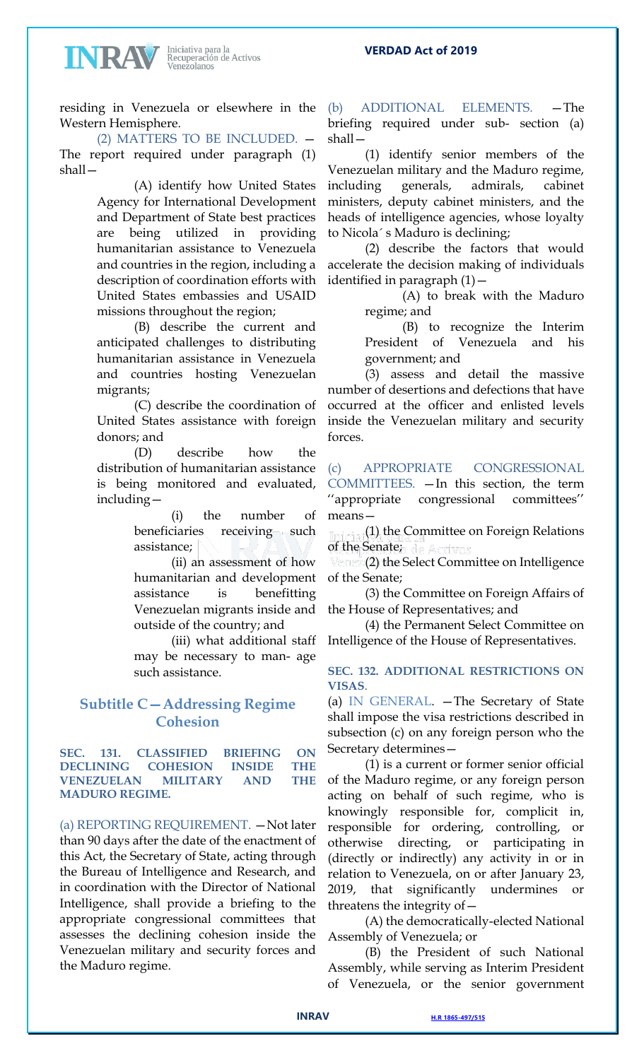residing in Venezuela or elsewhere in the Western Hemisphere.

(2) MATTERS TO BE INCLUDED. —The report required under paragraph (1) shall—

(A) identify how United States Agency for International Development and Department of State best practices are being utilized in providing humanitarian assistance to Venezuela and countries in the region, including a description of coordination efforts with United States embassies and USAID missions throughout the region;

(B) describe the current and anticipated challenges to distributing humanitarian assistance in Venezuela and countries hosting Venezuelan migrants;

(C) describe the coordination of United States assistance with foreign donors; and

(D) describe how the distribution of humanitarian assistance is being monitored and evaluated, including—

(i) the number of beneficiaries receiving such assistance;

(ii) an assessment of how humanitarian and development assistance is benefitting Venezuelan migrants inside and outside of the country; and

(iii) what additional staff may be necessary to man- age such assistance.

## Subtitle C—Addressing Regime Cohesion

### SEC. 131. CLASSIFIED BRIEFING ON DECLINING COHESION INSIDE THE VENEZUELAN MILITARY AND THE MADURO REGIME.

(a) REPORTING REQUIREMENT. —Not later than 90 days after the date of the enactment of this Act, the Secretary of State, acting through the Bureau of Intelligence and Research, and in coordination with the Director of National Intelligence, shall provide a briefing to the appropriate congressional committees that assesses the declining cohesion inside the Venezuelan military and security forces and the Maduro regime.

(b) ADDITIONAL ELEMENTS. —The briefing required under sub- section (a) shall—

(1) identify senior members of the Venezuelan military and the Maduro regime, including generals, admirals, cabinet ministers, deputy cabinet ministers, and the heads of intelligence agencies, whose loyalty to Nicola´ s Maduro is declining;

(2) describe the factors that would accelerate the decision making of individuals identified in paragraph (1)—

(A) to break with the Maduro regime; and

(B) to recognize the Interim President of Venezuela and his government; and

(3) assess and detail the massive number of desertions and defections that have occurred at the officer and enlisted levels inside the Venezuelan military and security forces.

(c) APPROPRIATE CONGRESSIONAL COMMITTEES. —In this section, the term ''appropriate congressional committees'' means—

(1) the Committee on Foreign Relations of the Senate;

(2) the Select Committee on Intelligence of the Senate;

(3) the Committee on Foreign Affairs of the House of Representatives; and

(4) the Permanent Select Committee on Intelligence of the House of Representatives.

### SEC. 132. ADDITIONAL RESTRICTIONS ON VISAS.

(a) IN GENERAL. —The Secretary of State shall impose the visa restrictions described in subsection (c) on any foreign person who the Secretary determines—

(1) is a current or former senior official of the Maduro regime, or any foreign person acting on behalf of such regime, who is knowingly responsible for, complicit in, responsible for ordering, controlling, or otherwise directing, or participating in (directly or indirectly) any activity in or in relation to Venezuela, on or after January 23, 2019, that significantly undermines or threatens the integrity of—

(A) the democratically-elected National Assembly of Venezuela; or

(B) the President of such National Assembly, while serving as Interim President of Venezuela, or the senior government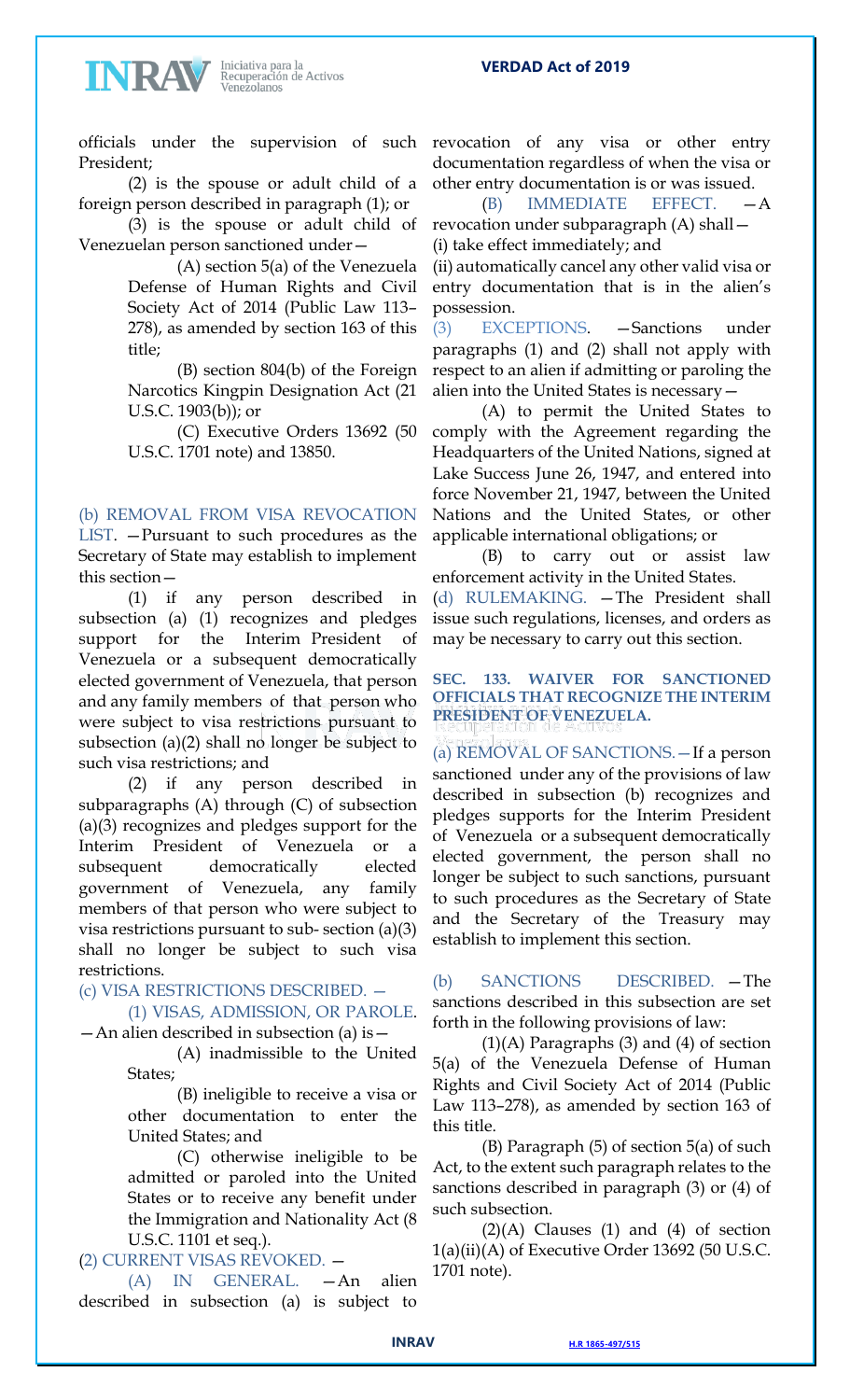officials under the supervision of such President;

(2) is the spouse or adult child of a foreign person described in paragraph (1); or

(3) is the spouse or adult child of Venezuelan person sanctioned under—

(A) section 5(a) of the Venezuela Defense of Human Rights and Civil Society Act of 2014 (Public Law 113–278), as amended by section 163 of this title;

(B) section 804(b) of the Foreign Narcotics Kingpin Designation Act (21 U.S.C. 1903(b)); or

(C) Executive Orders 13692 (50 U.S.C. 1701 note) and 13850.

(b) REMOVAL FROM VISA REVOCATION LIST. —Pursuant to such procedures as the Secretary of State may establish to implement this section—

(1) if any person described in subsection (a) (1) recognizes and pledges support for the Interim President of Venezuela or a subsequent democratically elected government of Venezuela, that person and any family members of that person who were subject to visa restrictions pursuant to subsection (a)(2) shall no longer be subject to such visa restrictions; and

(2) if any person described in subparagraphs (A) through (C) of subsection (a)(3) recognizes and pledges support for the Interim President of Venezuela or a subsequent democratically elected government of Venezuela, any family members of that person who were subject to visa restrictions pursuant to sub- section (a)(3) shall no longer be subject to such visa restrictions.

(c) VISA RESTRICTIONS DESCRIBED. —

(1) VISAS, ADMISSION, OR PAROLE. —An alien described in subsection (a) is—

(A) inadmissible to the United States;

(B) ineligible to receive a visa or other documentation to enter the United States; and

(C) otherwise ineligible to be admitted or paroled into the United States or to receive any benefit under the Immigration and Nationality Act (8 U.S.C. 1101 et seq.).

(2) CURRENT VISAS REVOKED. —

(A) IN GENERAL. —An alien described in subsection (a) is subject to revocation of any visa or other entry documentation regardless of when the visa or other entry documentation is or was issued.

(B) IMMEDIATE EFFECT. —A revocation under subparagraph (A) shall—

(i) take effect immediately; and

(ii) automatically cancel any other valid visa or entry documentation that is in the alien's possession.

(3) EXCEPTIONS. —Sanctions under paragraphs (1) and (2) shall not apply with respect to an alien if admitting or paroling the alien into the United States is necessary—

(A) to permit the United States to comply with the Agreement regarding the Headquarters of the United Nations, signed at Lake Success June 26, 1947, and entered into force November 21, 1947, between the United Nations and the United States, or other applicable international obligations; or

(B) to carry out or assist law enforcement activity in the United States.

(d) RULEMAKING. —The President shall issue such regulations, licenses, and orders as may be necessary to carry out this section.

### SEC. 133. WAIVER FOR SANCTIONED OFFICIALS THAT RECOGNIZE THE INTERIM PRESIDENT OF VENEZUELA.

(a) REMOVAL OF SANCTIONS.—If a person sanctioned under any of the provisions of law described in subsection (b) recognizes and pledges supports for the Interim President of Venezuela or a subsequent democratically elected government, the person shall no longer be subject to such sanctions, pursuant to such procedures as the Secretary of State and the Secretary of the Treasury may establish to implement this section.

(b) SANCTIONS DESCRIBED. —The sanctions described in this subsection are set forth in the following provisions of law:

(1)(A) Paragraphs (3) and (4) of section 5(a) of the Venezuela Defense of Human Rights and Civil Society Act of 2014 (Public Law 113–278), as amended by section 163 of this title.

(B) Paragraph (5) of section 5(a) of such Act, to the extent such paragraph relates to the sanctions described in paragraph (3) or (4) of such subsection.

(2)(A) Clauses (1) and (4) of section 1(a)(ii)(A) of Executive Order 13692 (50 U.S.C. 1701 note).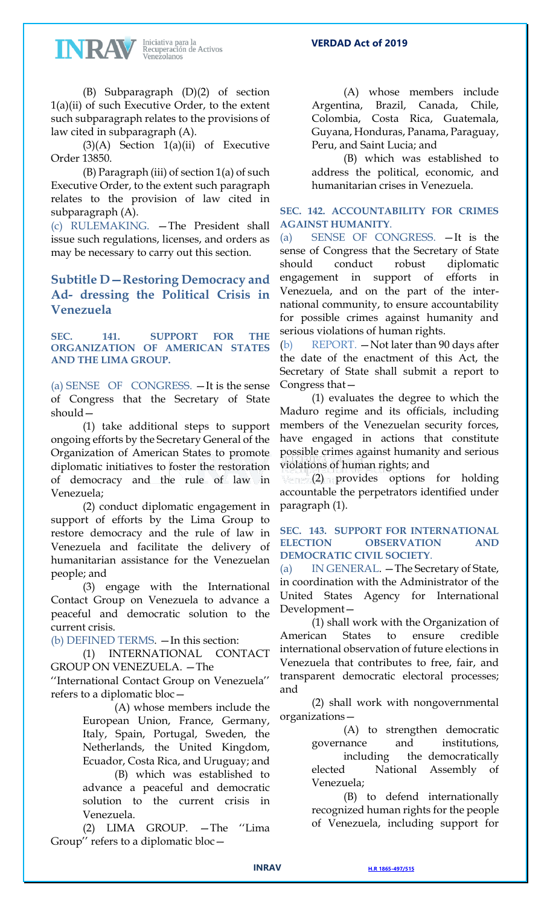(B) Subparagraph (D)(2) of section 1(a)(ii) of such Executive Order, to the extent such subparagraph relates to the provisions of law cited in subparagraph (A).

(3)(A) Section 1(a)(ii) of Executive Order 13850.

(B) Paragraph (iii) of section 1(a) of such Executive Order, to the extent such paragraph relates to the provision of law cited in subparagraph (A).

(c) RULEMAKING. —The President shall issue such regulations, licenses, and orders as may be necessary to carry out this section.

## Subtitle D—Restoring Democracy and Ad- dressing the Political Crisis in Venezuela

### SEC. 141. SUPPORT FOR THE ORGANIZATION OF AMERICAN STATES AND THE LIMA GROUP.

(a) SENSE OF CONGRESS. —It is the sense of Congress that the Secretary of State should—

(1) take additional steps to support ongoing efforts by the Secretary General of the Organization of American States to promote diplomatic initiatives to foster the restoration of democracy and the rule of law in Venezuela;

(2) conduct diplomatic engagement in support of efforts by the Lima Group to restore democracy and the rule of law in Venezuela and facilitate the delivery of humanitarian assistance for the Venezuelan people; and

(3) engage with the International Contact Group on Venezuela to advance a peaceful and democratic solution to the current crisis.

(b) DEFINED TERMS. —In this section:

(1) INTERNATIONAL CONTACT GROUP ON VENEZUELA. —The ''International Contact Group on Venezuela'' refers to a diplomatic bloc—

(A) whose members include the European Union, France, Germany, Italy, Spain, Portugal, Sweden, the Netherlands, the United Kingdom, Ecuador, Costa Rica, and Uruguay; and

(B) which was established to advance a peaceful and democratic solution to the current crisis in Venezuela.

(2) LIMA GROUP. —The ''Lima Group'' refers to a diplomatic bloc—

(A) whose members include Argentina, Brazil, Canada, Chile, Colombia, Costa Rica, Guatemala, Guyana, Honduras, Panama, Paraguay, Peru, and Saint Lucia; and

(B) which was established to address the political, economic, and humanitarian crises in Venezuela.

### SEC. 142. ACCOUNTABILITY FOR CRIMES AGAINST HUMANITY.

(a) SENSE OF CONGRESS. —It is the sense of Congress that the Secretary of State should conduct robust diplomatic engagement in support of efforts in Venezuela, and on the part of the international community, to ensure accountability for possible crimes against humanity and serious violations of human rights.

(b) REPORT. —Not later than 90 days after the date of the enactment of this Act, the Secretary of State shall submit a report to Congress that—

(1) evaluates the degree to which the Maduro regime and its officials, including members of the Venezuelan security forces, have engaged in actions that constitute possible crimes against humanity and serious violations of human rights; and

(2) provides options for holding accountable the perpetrators identified under paragraph (1).

### SEC. 143. SUPPORT FOR INTERNATIONAL ELECTION OBSERVATION AND DEMOCRATIC CIVIL SOCIETY.

(a) IN GENERAL. —The Secretary of State, in coordination with the Administrator of the United States Agency for International Development—

(1) shall work with the Organization of American States to ensure credible international observation of future elections in Venezuela that contributes to free, fair, and transparent democratic electoral processes; and

(2) shall work with nongovernmental organizations—

(A) to strengthen democratic governance and institutions, including the democratically elected National Assembly of Venezuela;

(B) to defend internationally recognized human rights for the people of Venezuela, including support for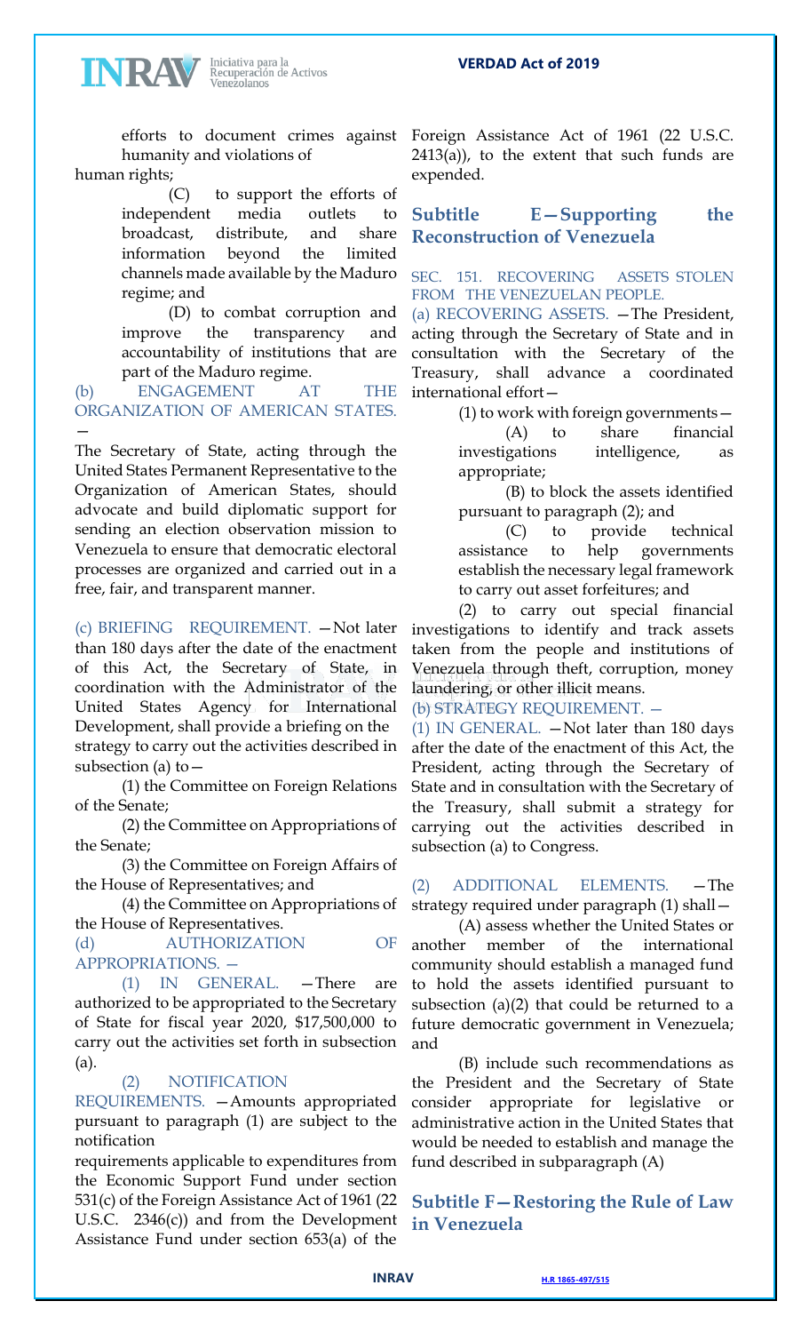efforts to document crimes against humanity and violations of human rights;

(C) to support the efforts of independent media outlets to broadcast, distribute, and share information beyond the limited channels made available by the Maduro regime; and

(D) to combat corruption and improve the transparency and accountability of institutions that are part of the Maduro regime.

(b) ENGAGEMENT AT THE ORGANIZATION OF AMERICAN STATES. —
The Secretary of State, acting through the United States Permanent Representative to the Organization of American States, should advocate and build diplomatic support for sending an election observation mission to Venezuela to ensure that democratic electoral processes are organized and carried out in a free, fair, and transparent manner.

(c) BRIEFING REQUIREMENT. —Not later than 180 days after the date of the enactment of this Act, the Secretary of State, in coordination with the Administrator of the United States Agency for International Development, shall provide a briefing on the strategy to carry out the activities described in subsection (a) to—

(1) the Committee on Foreign Relations of the Senate;

(2) the Committee on Appropriations of the Senate;

(3) the Committee on Foreign Affairs of the House of Representatives; and

(4) the Committee on Appropriations of the House of Representatives.

(d) AUTHORIZATION OF APPROPRIATIONS. —

(1) IN GENERAL. —There are authorized to be appropriated to the Secretary of State for fiscal year 2020, $17,500,000 to carry out the activities set forth in subsection (a).

(2) NOTIFICATION REQUIREMENTS. —Amounts appropriated pursuant to paragraph (1) are subject to the notification requirements applicable to expenditures from the Economic Support Fund under section 531(c) of the Foreign Assistance Act of 1961 (22 U.S.C. 2346(c)) and from the Development Assistance Fund under section 653(a) of the Foreign Assistance Act of 1961 (22 U.S.C. 2413(a)), to the extent that such funds are expended.

## Subtitle E—Supporting the Reconstruction of Venezuela

### SEC. 151. RECOVERING ASSETS STOLEN FROM THE VENEZUELAN PEOPLE.

(a) RECOVERING ASSETS. —The President, acting through the Secretary of State and in consultation with the Secretary of the Treasury, shall advance a coordinated international effort—

(1) to work with foreign governments—

(A) to share financial investigations intelligence, as appropriate;

(B) to block the assets identified pursuant to paragraph (2); and

(C) to provide technical assistance to help governments establish the necessary legal framework to carry out asset forfeitures; and

(2) to carry out special financial investigations to identify and track assets taken from the people and institutions of Venezuela through theft, corruption, money laundering, or other illicit means.

(b) STRATEGY REQUIREMENT. —

(1) IN GENERAL. —Not later than 180 days after the date of the enactment of this Act, the President, acting through the Secretary of State and in consultation with the Secretary of the Treasury, shall submit a strategy for carrying out the activities described in subsection (a) to Congress.

(2) ADDITIONAL ELEMENTS. —The strategy required under paragraph (1) shall—

(A) assess whether the United States or another member of the international community should establish a managed fund to hold the assets identified pursuant to subsection (a)(2) that could be returned to a future democratic government in Venezuela; and

(B) include such recommendations as the President and the Secretary of State consider appropriate for legislative or administrative action in the United States that would be needed to establish and manage the fund described in subparagraph (A)

## Subtitle F—Restoring the Rule of Law in Venezuela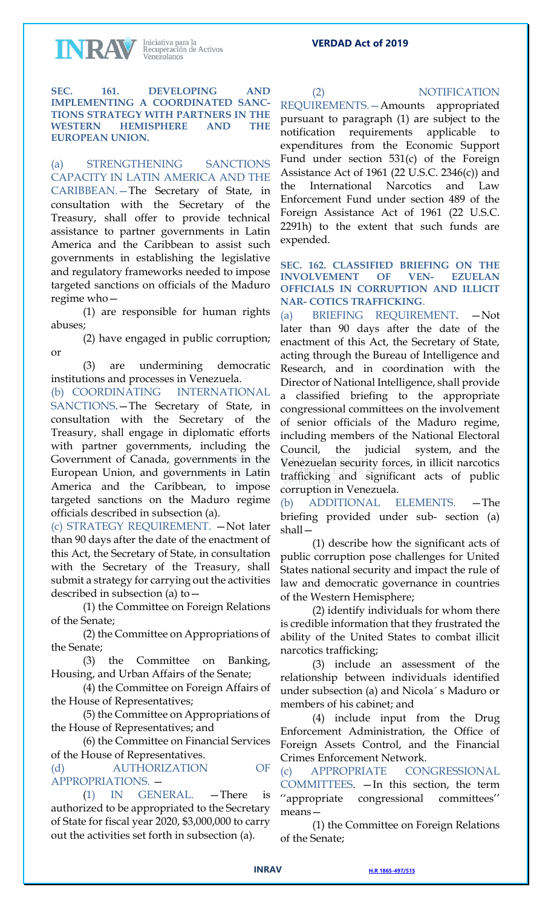**SEC. 161. DEVELOPING AND IMPLEMENTING A COORDINATED SANCTIONS STRATEGY WITH PARTNERS IN THE WESTERN HEMISPHERE AND THE EUROPEAN UNION.**

(a) STRENGTHENING SANCTIONS CAPACITY IN LATIN AMERICA AND THE CARIBBEAN.—The Secretary of State, in consultation with the Secretary of the Treasury, shall offer to provide technical assistance to partner governments in Latin America and the Caribbean to assist such governments in establishing the legislative and regulatory frameworks needed to impose targeted sanctions on officials of the Maduro regime who—

(1) are responsible for human rights abuses;

(2) have engaged in public corruption; or

(3) are undermining democratic institutions and processes in Venezuela.

(b) COORDINATING INTERNATIONAL SANCTIONS.—The Secretary of State, in consultation with the Secretary of the Treasury, shall engage in diplomatic efforts with partner governments, including the Government of Canada, governments in the European Union, and governments in Latin America and the Caribbean, to impose targeted sanctions on the Maduro regime officials described in subsection (a).

(c) STRATEGY REQUIREMENT. —Not later than 90 days after the date of the enactment of this Act, the Secretary of State, in consultation with the Secretary of the Treasury, shall submit a strategy for carrying out the activities described in subsection (a) to—

(1) the Committee on Foreign Relations of the Senate;

(2) the Committee on Appropriations of the Senate;

(3) the Committee on Banking, Housing, and Urban Affairs of the Senate;

(4) the Committee on Foreign Affairs of the House of Representatives;

(5) the Committee on Appropriations of the House of Representatives; and

(6) the Committee on Financial Services of the House of Representatives.

(d) AUTHORIZATION OF APPROPRIATIONS. —

(1) IN GENERAL. —There is authorized to be appropriated to the Secretary of State for fiscal year 2020, $3,000,000 to carry out the activities set forth in subsection (a).

(2) NOTIFICATION REQUIREMENTS.—Amounts appropriated pursuant to paragraph (1) are subject to the notification requirements applicable to expenditures from the Economic Support Fund under section 531(c) of the Foreign Assistance Act of 1961 (22 U.S.C. 2346(c)) and the International Narcotics and Law Enforcement Fund under section 489 of the Foreign Assistance Act of 1961 (22 U.S.C. 2291h) to the extent that such funds are expended.

**SEC. 162. CLASSIFIED BRIEFING ON THE INVOLVEMENT OF VEN- EZUELAN OFFICIALS IN CORRUPTION AND ILLICIT NAR- COTICS TRAFFICKING.**

(a) BRIEFING REQUIREMENT. —Not later than 90 days after the date of the enactment of this Act, the Secretary of State, acting through the Bureau of Intelligence and Research, and in coordination with the Director of National Intelligence, shall provide a classified briefing to the appropriate congressional committees on the involvement of senior officials of the Maduro regime, including members of the National Electoral Council, the judicial system, and the Venezuelan security forces, in illicit narcotics trafficking and significant acts of public corruption in Venezuela.

(b) ADDITIONAL ELEMENTS. —The briefing provided under sub- section (a) shall—

(1) describe how the significant acts of public corruption pose challenges for United States national security and impact the rule of law and democratic governance in countries of the Western Hemisphere;

(2) identify individuals for whom there is credible information that they frustrated the ability of the United States to combat illicit narcotics trafficking;

(3) include an assessment of the relationship between individuals identified under subsection (a) and Nicola´ s Maduro or members of his cabinet; and

(4) include input from the Drug Enforcement Administration, the Office of Foreign Assets Control, and the Financial Crimes Enforcement Network.

(c) APPROPRIATE CONGRESSIONAL COMMITTEES. —In this section, the term ''appropriate congressional committees'' means—

(1) the Committee on Foreign Relations of the Senate;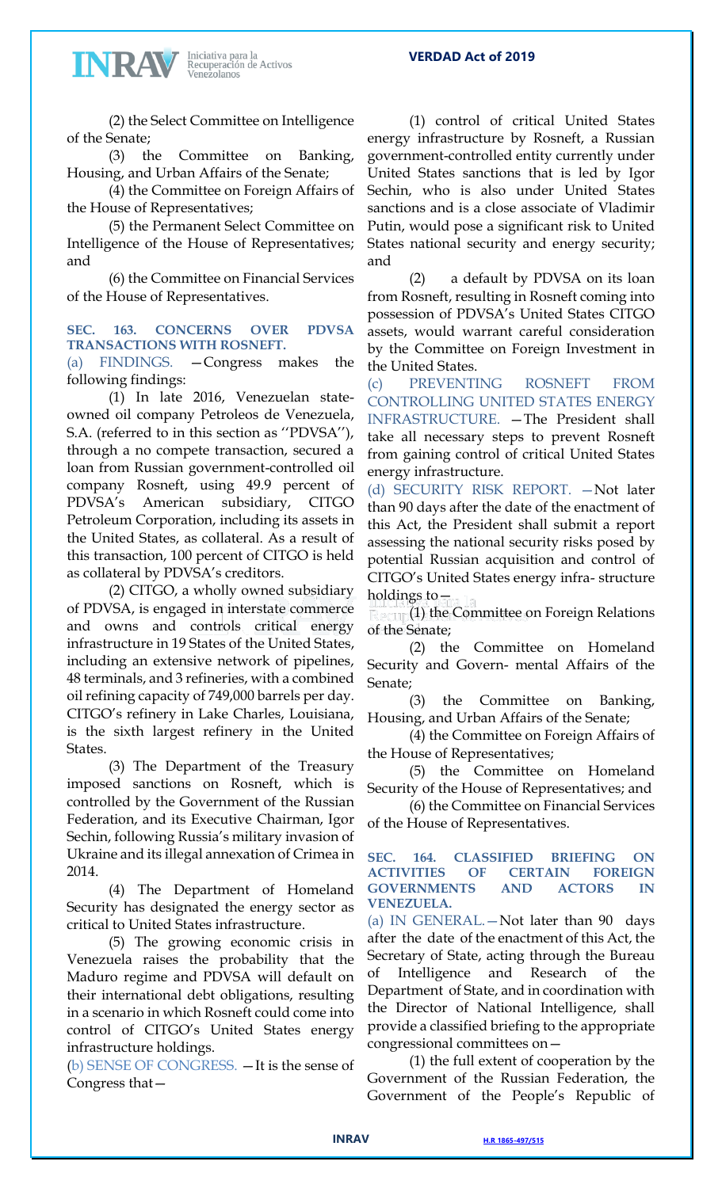(2) the Select Committee on Intelligence of the Senate;

(3) the Committee on Banking, Housing, and Urban Affairs of the Senate;

(4) the Committee on Foreign Affairs of the House of Representatives;

(5) the Permanent Select Committee on Intelligence of the House of Representatives; and

(6) the Committee on Financial Services of the House of Representatives.

### SEC. 163. CONCERNS OVER PDVSA TRANSACTIONS WITH ROSNEFT.

(a) FINDINGS. —Congress makes the following findings:

(1) In late 2016, Venezuelan state-owned oil company Petroleos de Venezuela, S.A. (referred to in this section as ''PDVSA''), through a no compete transaction, secured a loan from Russian government-controlled oil company Rosneft, using 49.9 percent of PDVSA's American subsidiary, CITGO Petroleum Corporation, including its assets in the United States, as collateral. As a result of this transaction, 100 percent of CITGO is held as collateral by PDVSA's creditors.

(2) CITGO, a wholly owned subsidiary of PDVSA, is engaged in interstate commerce and owns and controls critical energy infrastructure in 19 States of the United States, including an extensive network of pipelines, 48 terminals, and 3 refineries, with a combined oil refining capacity of 749,000 barrels per day. CITGO's refinery in Lake Charles, Louisiana, is the sixth largest refinery in the United States.

(3) The Department of the Treasury imposed sanctions on Rosneft, which is controlled by the Government of the Russian Federation, and its Executive Chairman, Igor Sechin, following Russia's military invasion of Ukraine and its illegal annexation of Crimea in 2014.

(4) The Department of Homeland Security has designated the energy sector as critical to United States infrastructure.

(5) The growing economic crisis in Venezuela raises the probability that the Maduro regime and PDVSA will default on their international debt obligations, resulting in a scenario in which Rosneft could come into control of CITGO's United States energy infrastructure holdings.

(b) SENSE OF CONGRESS. —It is the sense of Congress that—

(1) control of critical United States energy infrastructure by Rosneft, a Russian government-controlled entity currently under United States sanctions that is led by Igor Sechin, who is also under United States sanctions and is a close associate of Vladimir Putin, would pose a significant risk to United States national security and energy security; and

(2) a default by PDVSA on its loan from Rosneft, resulting in Rosneft coming into possession of PDVSA's United States CITGO assets, would warrant careful consideration by the Committee on Foreign Investment in the United States.

(c) PREVENTING ROSNEFT FROM CONTROLLING UNITED STATES ENERGY INFRASTRUCTURE. —The President shall take all necessary steps to prevent Rosneft from gaining control of critical United States energy infrastructure.

(d) SECURITY RISK REPORT. —Not later than 90 days after the date of the enactment of this Act, the President shall submit a report assessing the national security risks posed by potential Russian acquisition and control of CITGO's United States energy infra- structure holdings to—

(1) the Committee on Foreign Relations of the Senate;

(2) the Committee on Homeland Security and Govern- mental Affairs of the Senate;

(3) the Committee on Banking, Housing, and Urban Affairs of the Senate;

(4) the Committee on Foreign Affairs of the House of Representatives;

(5) the Committee on Homeland Security of the House of Representatives; and

(6) the Committee on Financial Services of the House of Representatives.

### SEC. 164. CLASSIFIED BRIEFING ON ACTIVITIES OF CERTAIN FOREIGN GOVERNMENTS AND ACTORS IN VENEZUELA.

(a) IN GENERAL.—Not later than 90 days after the date of the enactment of this Act, the Secretary of State, acting through the Bureau of Intelligence and Research of the Department of State, and in coordination with the Director of National Intelligence, shall provide a classified briefing to the appropriate congressional committees on—

(1) the full extent of cooperation by the Government of the Russian Federation, the Government of the People's Republic of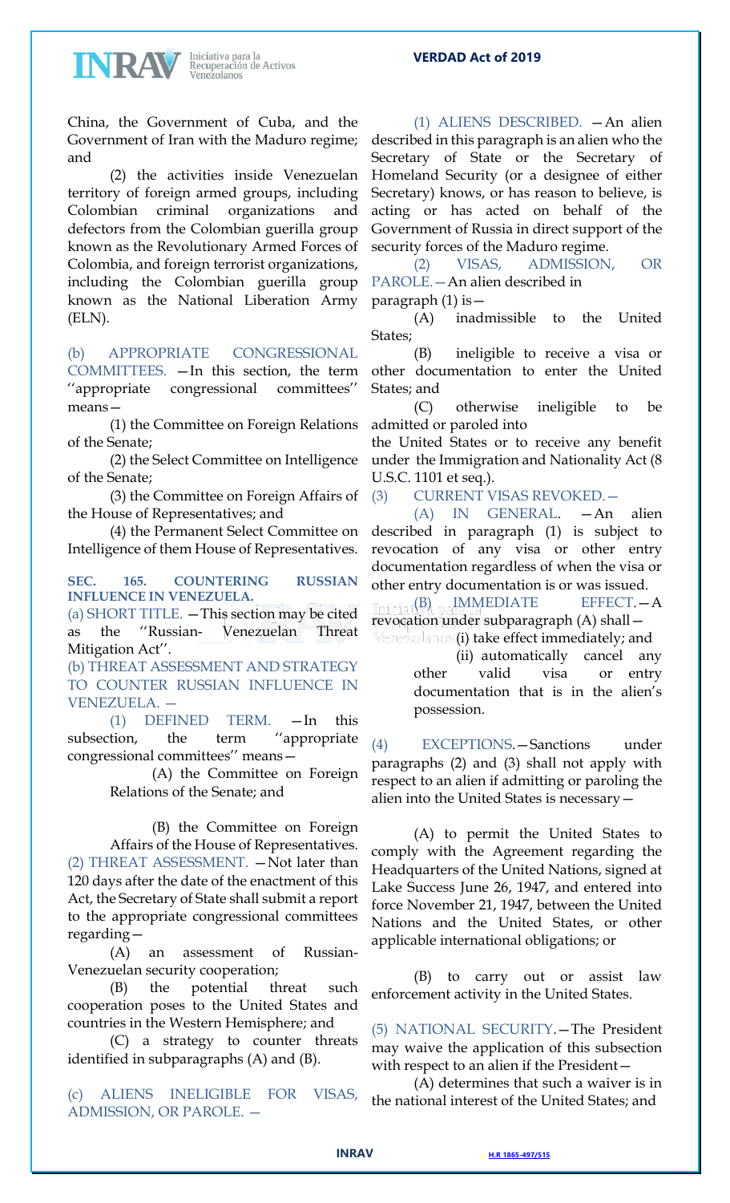China, the Government of Cuba, and the Government of Iran with the Maduro regime; and

(2) the activities inside Venezuelan territory of foreign armed groups, including Colombian criminal organizations and defectors from the Colombian guerilla group known as the Revolutionary Armed Forces of Colombia, and foreign terrorist organizations, including the Colombian guerilla group known as the National Liberation Army (ELN).

(b) APPROPRIATE CONGRESSIONAL COMMITTEES. —In this section, the term ''appropriate congressional committees'' means—

(1) the Committee on Foreign Relations of the Senate;

(2) the Select Committee on Intelligence of the Senate;

(3) the Committee on Foreign Affairs of the House of Representatives; and

(4) the Permanent Select Committee on Intelligence of them House of Representatives.

**SEC. 165. COUNTERING RUSSIAN INFLUENCE IN VENEZUELA.**

(a) SHORT TITLE. —This section may be cited as the ''Russian- Venezuelan Threat Mitigation Act''.

(b) THREAT ASSESSMENT AND STRATEGY TO COUNTER RUSSIAN INFLUENCE IN VENEZUELA. —

(1) DEFINED TERM. —In this subsection, the term ''appropriate congressional committees'' means—

(A) the Committee on Foreign Relations of the Senate; and

(B) the Committee on Foreign Affairs of the House of Representatives.

(2) THREAT ASSESSMENT. —Not later than 120 days after the date of the enactment of this Act, the Secretary of State shall submit a report to the appropriate congressional committees regarding—

(A) an assessment of Russian-Venezuelan security cooperation;

(B) the potential threat such cooperation poses to the United States and countries in the Western Hemisphere; and

(C) a strategy to counter threats identified in subparagraphs (A) and (B).

(c) ALIENS INELIGIBLE FOR VISAS, ADMISSION, OR PAROLE. —

(1) ALIENS DESCRIBED. —An alien described in this paragraph is an alien who the Secretary of State or the Secretary of Homeland Security (or a designee of either Secretary) knows, or has reason to believe, is acting or has acted on behalf of the Government of Russia in direct support of the security forces of the Maduro regime.

(2) VISAS, ADMISSION, OR PAROLE.—An alien described in paragraph (1) is—

(A) inadmissible to the United States;

(B) ineligible to receive a visa or other documentation to enter the United States; and

(C) otherwise ineligible to be admitted or paroled into the United States or to receive any benefit under the Immigration and Nationality Act (8 U.S.C. 1101 et seq.).

(3) CURRENT VISAS REVOKED.—

(A) IN GENERAL. —An alien described in paragraph (1) is subject to revocation of any visa or other entry documentation regardless of when the visa or other entry documentation is or was issued.

(B) IMMEDIATE EFFECT.—A revocation under subparagraph (A) shall—

(i) take effect immediately; and

(ii) automatically cancel any other valid visa or entry documentation that is in the alien's possession.

(4) EXCEPTIONS.—Sanctions under paragraphs (2) and (3) shall not apply with respect to an alien if admitting or paroling the alien into the United States is necessary—

(A) to permit the United States to comply with the Agreement regarding the Headquarters of the United Nations, signed at Lake Success June 26, 1947, and entered into force November 21, 1947, between the United Nations and the United States, or other applicable international obligations; or

(B) to carry out or assist law enforcement activity in the United States.

(5) NATIONAL SECURITY.—The President may waive the application of this subsection with respect to an alien if the President—

(A) determines that such a waiver is in the national interest of the United States; and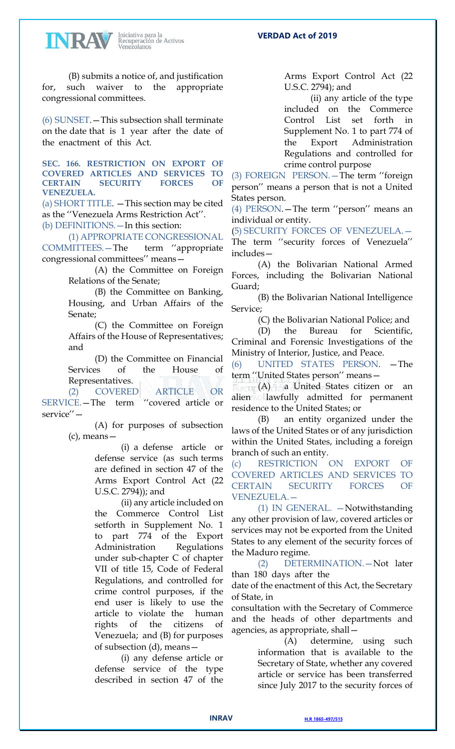(B) submits a notice of, and justification for, such waiver to the appropriate congressional committees.

(6) SUNSET.—This subsection shall terminate on the date that is 1 year after the date of the enactment of this Act.

**SEC. 166. RESTRICTION ON EXPORT OF COVERED ARTICLES AND SERVICES TO CERTAIN SECURITY FORCES OF VENEZUELA.**

(a) SHORT TITLE. —This section may be cited as the ''Venezuela Arms Restriction Act''.

(b) DEFINITIONS.—In this section:

(1) APPROPRIATE CONGRESSIONAL COMMITTEES.—The term ''appropriate congressional committees'' means—

(A) the Committee on Foreign Relations of the Senate;

(B) the Committee on Banking, Housing, and Urban Affairs of the Senate;

(C) the Committee on Foreign Affairs of the House of Representatives; and

(D) the Committee on Financial Services of the House of Representatives.

(2) COVERED ARTICLE OR SERVICE.—The term ''covered article or service''—

(A) for purposes of subsection (c), means—

(i) a defense article or defense service (as such terms are defined in section 47 of the Arms Export Control Act (22 U.S.C. 2794)); and

(ii) any article included on the Commerce Control List setforth in Supplement No. 1 to part 774 of the Export Administration Regulations under sub-chapter C of chapter VII of title 15, Code of Federal Regulations, and controlled for crime control purposes, if the end user is likely to use the article to violate the human rights of the citizens of Venezuela; and (B) for purposes of subsection (d), means—

(i) any defense article or defense service of the type described in section 47 of the Arms Export Control Act (22 U.S.C. 2794); and

(ii) any article of the type included on the Commerce Control List set forth in Supplement No. 1 to part 774 of the Export Administration Regulations and controlled for crime control purpose

(3) FOREIGN PERSON.—The term ''foreign person'' means a person that is not a United States person.

(4) PERSON.—The term ''person'' means an individual or entity.

(5) SECURITY FORCES OF VENEZUELA.—The term ''security forces of Venezuela'' includes—

(A) the Bolivarian National Armed Forces, including the Bolivarian National Guard;

(B) the Bolivarian National Intelligence Service;

(C) the Bolivarian National Police; and

(D) the Bureau for Scientific, Criminal and Forensic Investigations of the Ministry of Interior, Justice, and Peace.

(6) UNITED STATES PERSON. —The term ''United States person'' means—

(A) a United States citizen or an alien lawfully admitted for permanent residence to the United States; or

(B) an entity organized under the laws of the United States or of any jurisdiction within the United States, including a foreign branch of such an entity.

(c) RESTRICTION ON EXPORT OF COVERED ARTICLES AND SERVICES TO CERTAIN SECURITY FORCES OF VENEZUELA.—

(1) IN GENERAL. —Notwithstanding any other provision of law, covered articles or services may not be exported from the United States to any element of the security forces of the Maduro regime.

(2) DETERMINATION.—Not later than 180 days after the date of the enactment of this Act, the Secretary of State, in consultation with the Secretary of Commerce and the heads of other departments and agencies, as appropriate, shall—

(A) determine, using such information that is available to the Secretary of State, whether any covered article or service has been transferred since July 2017 to the security forces of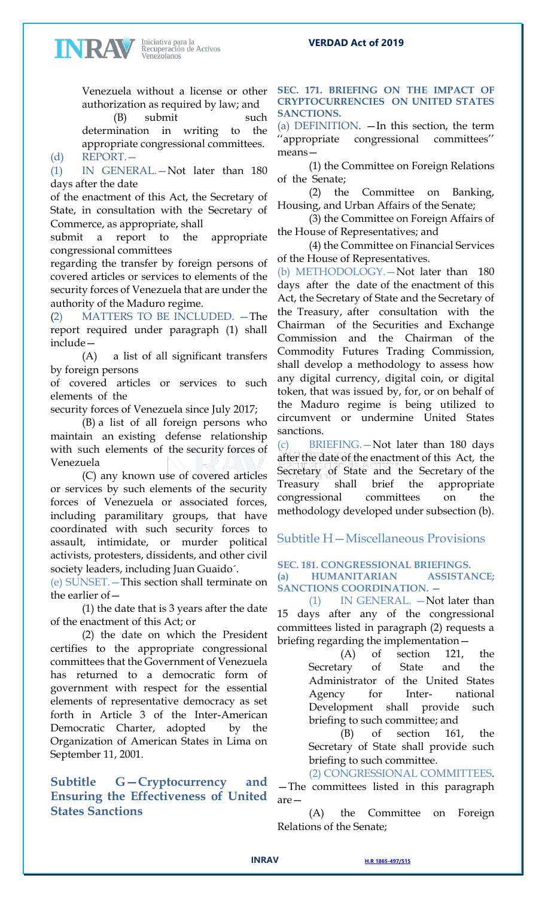Venezuela without a license or other authorization as required by law; and

(B) submit such determination in writing to the appropriate congressional committees.

(d) REPORT.—

(1) IN GENERAL.—Not later than 180 days after the date of the enactment of this Act, the Secretary of State, in consultation with the Secretary of Commerce, as appropriate, shall submit a report to the appropriate congressional committees regarding the transfer by foreign persons of covered articles or services to elements of the security forces of Venezuela that are under the authority of the Maduro regime.

(2) MATTERS TO BE INCLUDED. —The report required under paragraph (1) shall include—

(A) a list of all significant transfers by foreign persons of covered articles or services to such elements of the security forces of Venezuela since July 2017;

(B) a list of all foreign persons who maintain an existing defense relationship with such elements of the security forces of Venezuela

(C) any known use of covered articles or services by such elements of the security forces of Venezuela or associated forces, including paramilitary groups, that have coordinated with such security forces to assault, intimidate, or murder political activists, protesters, dissidents, and other civil society leaders, including Juan Guaido´.

(e) SUNSET.—This section shall terminate on the earlier of—

(1) the date that is 3 years after the date of the enactment of this Act; or

(2) the date on which the President certifies to the appropriate congressional committees that the Government of Venezuela has returned to a democratic form of government with respect for the essential elements of representative democracy as set forth in Article 3 of the Inter-American Democratic Charter, adopted by the Organization of American States in Lima on September 11, 2001.

## Subtitle G—Cryptocurrency and Ensuring the Effectiveness of United States Sanctions

**SEC. 171. BRIEFING ON THE IMPACT OF CRYPTOCURRENCIES ON UNITED STATES SANCTIONS.**

(a) DEFINITION. —In this section, the term ''appropriate congressional committees'' means—

(1) the Committee on Foreign Relations of the Senate;

(2) the Committee on Banking, Housing, and Urban Affairs of the Senate;

(3) the Committee on Foreign Affairs of the House of Representatives; and

(4) the Committee on Financial Services of the House of Representatives.

(b) METHODOLOGY.—Not later than 180 days after the date of the enactment of this Act, the Secretary of State and the Secretary of the Treasury, after consultation with the Chairman of the Securities and Exchange Commission and the Chairman of the Commodity Futures Trading Commission, shall develop a methodology to assess how any digital currency, digital coin, or digital token, that was issued by, for, or on behalf of the Maduro regime is being utilized to circumvent or undermine United States sanctions.

(c) BRIEFING.—Not later than 180 days after the date of the enactment of this Act, the Secretary of State and the Secretary of the Treasury shall brief the appropriate congressional committees on the methodology developed under subsection (b).

## Subtitle H—Miscellaneous Provisions

**SEC. 181. CONGRESSIONAL BRIEFINGS.**

**(a) HUMANITARIAN ASSISTANCE; SANCTIONS COORDINATION. —**

(1) IN GENERAL. —Not later than 15 days after any of the congressional committees listed in paragraph (2) requests a briefing regarding the implementation—

(A) of section 121, the Secretary of State and the Administrator of the United States Agency for Inter- national Development shall provide such briefing to such committee; and

(B) of section 161, the Secretary of State shall provide such briefing to such committee.

(2) CONGRESSIONAL COMMITTEES. —The committees listed in this paragraph are—

(A) the Committee on Foreign Relations of the Senate;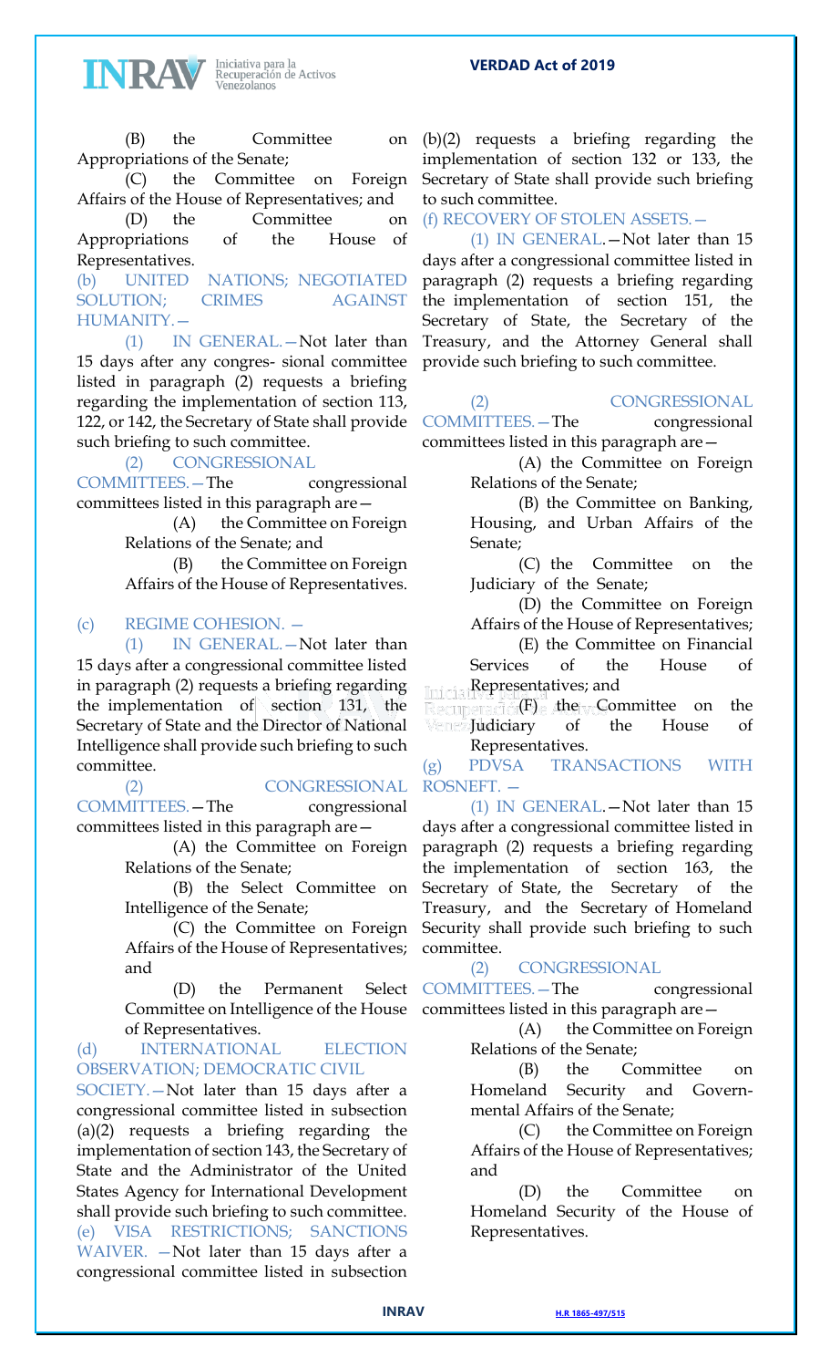(B) the Committee on Appropriations of the Senate;

(C) the Committee on Foreign Affairs of the House of Representatives; and

(D) the Committee on Appropriations of the House of Representatives.

(b) UNITED NATIONS; NEGOTIATED SOLUTION; CRIMES AGAINST HUMANITY.—

(1) IN GENERAL.—Not later than 15 days after any congres- sional committee listed in paragraph (2) requests a briefing regarding the implementation of section 113, 122, or 142, the Secretary of State shall provide such briefing to such committee.

(2) CONGRESSIONAL COMMITTEES.—The congressional committees listed in this paragraph are—

(A) the Committee on Foreign Relations of the Senate; and

(B) the Committee on Foreign Affairs of the House of Representatives.

(c) REGIME COHESION. —

(1) IN GENERAL.—Not later than 15 days after a congressional committee listed in paragraph (2) requests a briefing regarding the implementation of section 131, the Secretary of State and the Director of National Intelligence shall provide such briefing to such committee.

(2) CONGRESSIONAL COMMITTEES.—The congressional committees listed in this paragraph are—

(A) the Committee on Foreign Relations of the Senate;

(B) the Select Committee on Intelligence of the Senate;

(C) the Committee on Foreign Affairs of the House of Representatives; and

(D) the Permanent Select Committee on Intelligence of the House of Representatives.

(d) INTERNATIONAL ELECTION OBSERVATION; DEMOCRATIC CIVIL SOCIETY.—Not later than 15 days after a congressional committee listed in subsection (a)(2) requests a briefing regarding the implementation of section 143, the Secretary of State and the Administrator of the United States Agency for International Development shall provide such briefing to such committee.

(e) VISA RESTRICTIONS; SANCTIONS WAIVER. —Not later than 15 days after a congressional committee listed in subsection (b)(2) requests a briefing regarding the implementation of section 132 or 133, the Secretary of State shall provide such briefing to such committee.

(f) RECOVERY OF STOLEN ASSETS.—

(1) IN GENERAL.—Not later than 15 days after a congressional committee listed in paragraph (2) requests a briefing regarding the implementation of section 151, the Secretary of State, the Secretary of the Treasury, and the Attorney General shall provide such briefing to such committee.

(2) CONGRESSIONAL COMMITTEES.—The congressional committees listed in this paragraph are—

(A) the Committee on Foreign Relations of the Senate;

(B) the Committee on Banking, Housing, and Urban Affairs of the Senate;

(C) the Committee on the Judiciary of the Senate;

(D) the Committee on Foreign Affairs of the House of Representatives;

(E) the Committee on Financial Services of the House of Representatives; and

(F) the Committee on the Judiciary of the House of Representatives.

(g) PDVSA TRANSACTIONS WITH ROSNEFT. —

(1) IN GENERAL.—Not later than 15 days after a congressional committee listed in paragraph (2) requests a briefing regarding the implementation of section 163, the Secretary of State, the Secretary of the Treasury, and the Secretary of Homeland Security shall provide such briefing to such committee.

(2) CONGRESSIONAL COMMITTEES.—The congressional committees listed in this paragraph are—

(A) the Committee on Foreign Relations of the Senate;

(B) the Committee on Homeland Security and Governmental Affairs of the Senate;

(C) the Committee on Foreign Affairs of the House of Representatives; and

(D) the Committee on Homeland Security of the House of Representatives.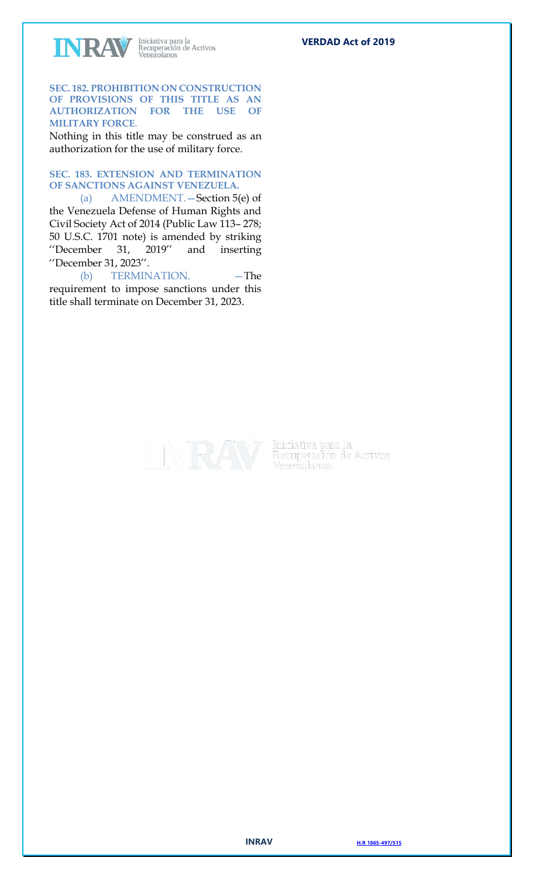## SEC. 182. PROHIBITION ON CONSTRUCTION OF PROVISIONS OF THIS TITLE AS AN AUTHORIZATION FOR THE USE OF MILITARY FORCE.

Nothing in this title may be construed as an authorization for the use of military force.

## SEC. 183. EXTENSION AND TERMINATION OF SANCTIONS AGAINST VENEZUELA.

(a) AMENDMENT.—Section 5(e) of the Venezuela Defense of Human Rights and Civil Society Act of 2014 (Public Law 113– 278; 50 U.S.C. 1701 note) is amended by striking ''December 31, 2019'' and inserting ''December 31, 2023''.

(b) TERMINATION. —The requirement to impose sanctions under this title shall terminate on December 31, 2023.